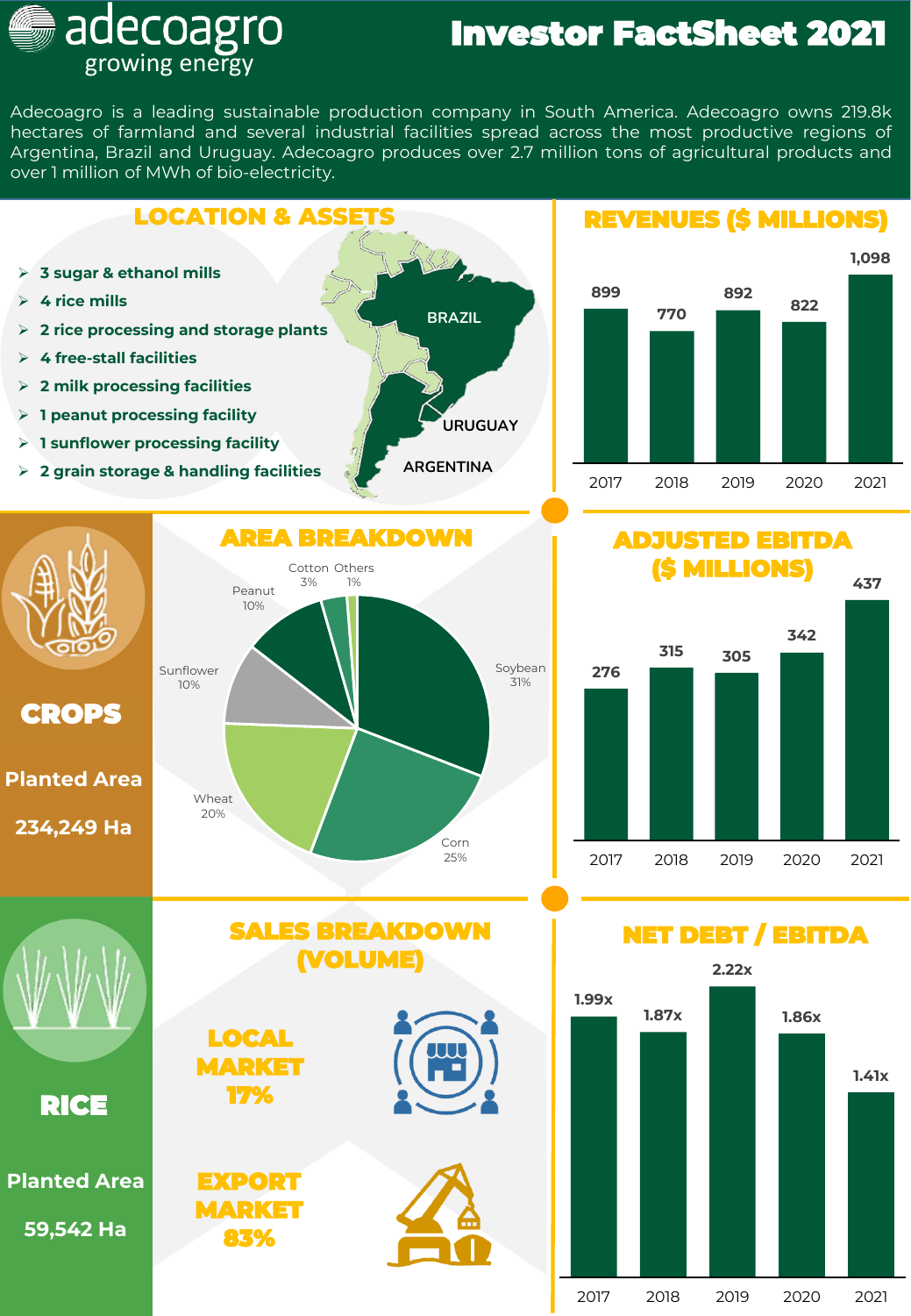# adecoagro
growing energy

# Investor FactSheet 2021

Adecoagro is a leading sustainable production company in South America. Adecoagro owns 219.8k hectares of farmland and several industrial facilities spread across the most productive regions of Argentina, Brazil and Uruguay. Adecoagro produces over 2.7 million tons of agricultural products and over 1 million of MWh of bio-electricity.

## LOCATION & ASSETS

- 3 sugar & ethanol mills
- 4 rice mills
- 2 rice processing and storage plants
- 4 free-stall facilities
- 2 milk processing facilities
- 1 peanut processing facility
- 1 sunflower processing facility
- 2 grain storage & handling facilities

BRAZIL
URUGUAY
ARGENTINA

## REVENUES ($ MILLIONS)

| 2017 | 2018 | 2019 | 2020 | 2021 |
|---|---|---|---|---|
| 899 | 770 | 892 | 822 | 1,098 |

## CROPS

Planted Area

234,249 Ha

## AREA BREAKDOWN

| Crop | Share |
|---|---|
| Soybean | 31% |
| Corn | 25% |
| Wheat | 20% |
| Sunflower | 10% |
| Peanut | 10% |
| Cotton | 3% |
| Others | 1% |

## ADJUSTED EBITDA ($ MILLIONS)

| 2017 | 2018 | 2019 | 2020 | 2021 |
|---|---|---|---|---|
| 276 | 315 | 305 | 342 | 437 |

## RICE

Planted Area

59,542 Ha

## SALES BREAKDOWN (VOLUME)

LOCAL MARKET 17%

EXPORT MARKET 83%

## NET DEBT / EBITDA

| 2017 | 2018 | 2019 | 2020 | 2021 |
|---|---|---|---|---|
| 1.99x | 1.87x | 2.22x | 1.86x | 1.41x |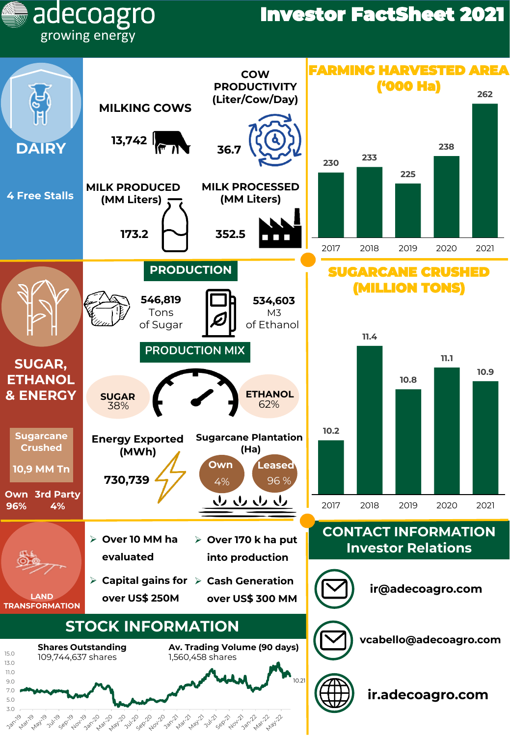# adecoagro

growing energy

# Investor FactSheet 2021

## DAIRY

4 Free Stalls

**MILKING COWS**

13,742

**COW PRODUCTIVITY (Liter/Cow/Day)**

36.7

**MILK PRODUCED (MM Liters)**

173.2

**MILK PROCESSED (MM Liters)**

352.5

## FARMING HARVESTED AREA ('000 Ha)

2017: 230
2018: 233
2019: 225
2020: 238
2021: 262

## SUGAR, ETHANOL & ENERGY

Sugarcane Crushed

10,9 MM Tn

Own 96%
3rd Party 4%

### PRODUCTION

**546,819** Tons of Sugar

**534,603** M3 of Ethanol

### PRODUCTION MIX

SUGAR 38%

ETHANOL 62%

**Energy Exported (MWh)**

730,739

**Sugarcane Plantation (Ha)**

Own 4%

Leased 96 %

## SUGARCANE CRUSHED (MILLION TONS)

2017: 10.2
2018: 11.4
2019: 10.8
2020: 11.1
2021: 10.9

## LAND TRANSFORMATION

- Over 10 MM ha evaluated
- Over 170 k ha put into production
- Capital gains for over US$ 250M
- Cash Generation over US$ 300 MM

## CONTACT INFORMATION Investor Relations

ir@adecoagro.com

vcabello@adecoagro.com

ir.adecoagro.com

## STOCK INFORMATION

**Shares Outstanding**
109,744,637 shares

**Av. Trading Volume (90 days)**
1,560,458 shares

15.0
13.0
11.0
9.0
7.0
5.0
3.0

10.21

Jan-19, Mar-19, May-19, Jul-19, Sep-19, Nov-19, Jan-20, Mar-20, May-20, Jul-20, Sep-20, Nov-20, Jan-21, Mar-21, May-21, Jul-21, Sep-21, Nov-21, Jan-22, Mar-22, May-22